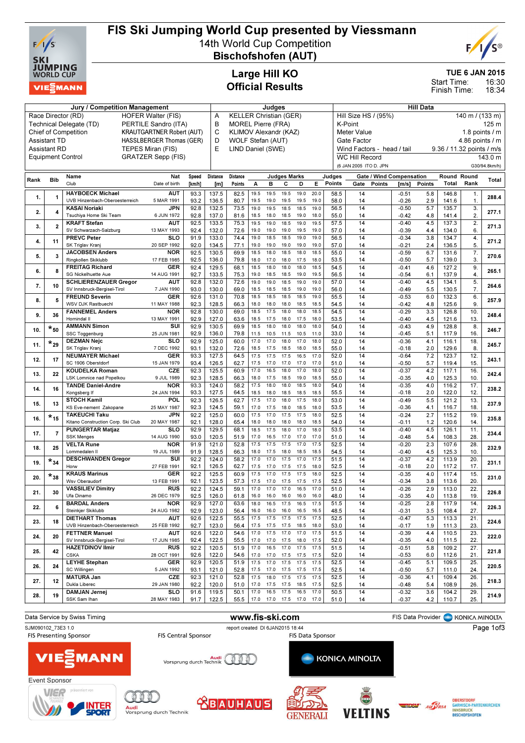# FIS Ski Jumping World Cup presented by Viessmann

## 14th World Cup Competition
## Bischofshofen (AUT)

## Large Hill KO
## Official Results

TUE 6 JAN 2015
Start Time: 16:30
Finish Time: 18:34

| Jury / Competition Management | | Judges | | Hill Data | |
|---|---|---|---|---|---|
| Race Director (RD) | HOFER Walter (FIS) | A | KELLER Christian (GER) | Hill Size HS / (95%) | 140 m / (133 m) |
| Technical Delegate (TD) | PERTILE Sandro (ITA) | B | MOREL Pierre (FRA) | K-Point | 125 m |
| Chief of Competition | KRAUTGARTNER Robert (AUT) | C | KLIMOV Alexandr (KAZ) | Meter Value | 1.8 points / m |
| Assistant TD | HASSLBERGER Thomas (GER) | D | WOLF Stefan (AUT) | Gate Factor | 4.86 points / m |
| Assistant RD | TEPES Miran (FIS) | E | LIND Daniel (SWE) | Wind Factors - head / tail | 9.36 / 11.32 points / m/s |
| Equipment Control | GRATZER Sepp (FIS) | | | WC Hill Record | 143.0 m |
| | | | | (6 JAN 2005 ITO D. JPN | G30/94.8km/h) |

| Rank | Bib | Name / Club | Nat / Date of birth | Speed [km/h] | Distance [m] | Distance Points | A | B | C | D | E | Judges Points | Gate | Gate Points | Wind [m/s] | Wind Points | Round Total | Round Rank | Total |
|---|---|---|---|---|---|---|---|---|---|---|---|---|---|---|---|---|---|---|---|
| 1. | 1 | HAYBOECK Michael | AUT | 93.3 | 137.5 | 82.5 | 19.5 | 19.5 | 19.5 | 19.0 | 20.0 | 58.5 | 14 | | -0.51 | 5.8 | 146.8 | 1. | 288.4 |
| | | UVB Hinzenbach-Oberoesterreich | 5 MAR 1991 | 93.2 | 136.5 | 80.7 | 19.5 | 19.0 | 19.5 | 19.5 | 19.0 | 58.0 | 14 | | -0.26 | 2.9 | 141.6 | 1. | |
| 2. | 4 | KASAI Noriaki | JPN | 92.8 | 132.5 | 73.5 | 19.0 | 19.5 | 18.5 | 18.5 | 19.0 | 56.5 | 14 | | -0.50 | 5.7 | 135.7 | 3. | 277.1 |
| | | Tsuchiya Home Ski Team | 6 JUN 1972 | 92.8 | 137.0 | 81.6 | 18.5 | 18.0 | 18.5 | 19.0 | 18.0 | 55.0 | 14 | | -0.42 | 4.8 | 141.4 | 2. | |
| 3. | 2 | KRAFT Stefan | AUT | 92.5 | 133.5 | 75.3 | 19.5 | 19.0 | 18.5 | 19.0 | 19.5 | 57.5 | 14 | | -0.40 | 4.5 | 137.3 | 2. | 271.3 |
| | | SV Schwarzach-Salzburg | 13 MAY 1993 | 92.4 | 132.0 | 72.6 | 19.0 | 19.0 | 19.0 | 19.5 | 19.0 | 57.0 | 14 | | -0.39 | 4.4 | 134.0 | 6. | |
| 4. | 11 | PREVC Peter | SLO | 91.9 | 133.0 | 74.4 | 19.0 | 18.5 | 18.5 | 19.0 | 19.0 | 56.5 | 14 | | -0.34 | 3.8 | 134.7 | 4. | 271.2 |
| | | SK Triglav Kranj | 20 SEP 1992 | 92.0 | 134.5 | 77.1 | 19.0 | 19.0 | 19.0 | 19.0 | 19.0 | 57.0 | 14 | | -0.21 | 2.4 | 136.5 | 5. | |
| 5. | 3 | JACOBSEN Anders | NOR | 92.5 | 131.5 | 69.9 | 18.5 | 18.0 | 18.5 | 18.0 | 18.5 | 55.0 | 14 | | -0.59 | 6.7 | 131.6 | 7. | 270.6 |
| | | Ringkollen Skiklubb | 17 FEB 1985 | 92.5 | 136.0 | 79.8 | 18.0 | 17.0 | 18.0 | 17.5 | 18.0 | 53.5 | 14 | | -0.50 | 5.7 | 139.0 | 3. | |
| 6. | 8 | FREITAG Richard | GER | 92.4 | 129.5 | 68.1 | 18.5 | 18.0 | 18.0 | 18.0 | 18.5 | 54.5 | 14 | | -0.41 | 4.6 | 127.2 | 9. | 265.1 |
| | | SG Nickelhuette Aue | 14 AUG 1991 | 92.7 | 133.5 | 75.3 | 19.0 | 18.5 | 18.5 | 19.0 | 19.5 | 56.5 | 14 | | -0.54 | 6.1 | 137.9 | 4. | |
| 7. | 10 | SCHLIERENZAUER Gregor | AUT | 92.8 | 132.0 | 72.6 | 19.0 | 19.0 | 18.5 | 19.0 | 19.0 | 57.0 | 14 | | -0.40 | 4.5 | 134.1 | 5. | 264.6 |
| | | SV Innsbruck-Bergisel-Tirol | 7 JAN 1990 | 93.0 | 130.0 | 69.0 | 18.5 | 18.5 | 18.5 | 19.0 | 18.5 | 56.0 | 14 | | -0.49 | 5.5 | 130.5 | 7. | |
| 8. | 5 | FREUND Severin | GER | 92.6 | 131.0 | 70.8 | 18.5 | 18.5 | 18.5 | 18.5 | 19.0 | 55.5 | 14 | | -0.53 | 6.0 | 132.3 | 6. | 257.9 |
| | | WSV DJK Rastbuechl | 11 MAY 1988 | 92.3 | 128.5 | 66.3 | 18.0 | 18.0 | 18.0 | 18.5 | 18.5 | 54.5 | 14 | | -0.42 | 4.8 | 125.6 | 9. | |
| 9. | 36 | FANNEMEL Anders | NOR | 92.8 | 130.0 | 69.0 | 18.5 | 17.5 | 18.0 | 18.0 | 18.5 | 54.5 | 14 | | -0.29 | 3.3 | 126.8 | 10. | 248.4 |
| | | Hornindal Il | 13 MAY 1991 | 92.9 | 127.0 | 63.6 | 18.5 | 17.5 | 18.0 | 17.5 | 18.0 | 53.5 | 14 | | -0.40 | 4.5 | 121.6 | 13. | |
| 10. | *50 | AMMANN Simon | SUI | 92.9 | 130.5 | 69.9 | 18.5 | 18.0 | 18.0 | 18.0 | 18.0 | 54.0 | 14 | | -0.43 | 4.9 | 128.8 | 8. | 246.7 |
| | | SSC Toggenburg | 25 JUN 1981 | 92.9 | 136.0 | 79.8 | 11.5 | 10.5 | 11.5 | 10.5 | 11.0 | 33.0 | 14 | | -0.45 | 5.1 | 117.9 | 16. | |
| 11. | *29 | DEZMAN Nejc | SLO | 92.9 | 125.0 | 60.0 | 17.0 | 17.0 | 18.0 | 17.0 | 18.0 | 52.0 | 14 | | -0.36 | 4.1 | 116.1 | 18. | 245.7 |
| | | SK Triglav Kranj | 7 DEC 1992 | 93.1 | 132.0 | 72.6 | 18.5 | 17.5 | 18.5 | 18.0 | 18.5 | 55.0 | 14 | | -0.18 | 2.0 | 129.6 | 8. | |
| 12. | 17 | NEUMAYER Michael | GER | 93.3 | 127.5 | 64.5 | 17.5 | 17.5 | 17.5 | 16.5 | 17.0 | 52.0 | 14 | | -0.64 | 7.2 | 123.7 | 12. | 243.1 |
| | | SC 1906 Oberstdorf | 15 JAN 1979 | 93.4 | 126.5 | 62.7 | 17.5 | 17.0 | 17.0 | 17.0 | 17.0 | 51.0 | 14 | | -0.50 | 5.7 | 119.4 | 15. | |
| 13. | 22 | KOUDELKA Roman | CZE | 92.3 | 125.5 | 60.9 | 17.0 | 16.5 | 18.0 | 17.0 | 17.0 | 52.0 | 14 | | -0.37 | 4.2 | 117.1 | 16. | 242.4 |
| | | LSK Lomnice nad Popelkou | 9 JUL 1989 | 92.3 | 128.5 | 66.3 | 18.0 | 17.5 | 18.5 | 19.0 | 18.5 | 55.0 | 14 | | -0.35 | 4.0 | 125.3 | 10. | |
| 14. | 16 | TANDE Daniel-Andre | NOR | 93.3 | 124.0 | 58.2 | 17.5 | 18.0 | 18.0 | 18.5 | 18.0 | 54.0 | 14 | | -0.35 | 4.0 | 116.2 | 17. | 238.2 |
| | | Kongsberg If | 24 JAN 1994 | 93.3 | 127.5 | 64.5 | 18.5 | 18.0 | 18.5 | 18.5 | 18.5 | 55.5 | 14 | | -0.18 | 2.0 | 122.0 | 12. | |
| 15. | 13 | STOCH Kamil | POL | 92.3 | 126.5 | 62.7 | 17.5 | 17.0 | 18.0 | 17.5 | 18.0 | 53.0 | 14 | | -0.49 | 5.5 | 121.2 | 13. | 237.9 |
| | | KS Eve-nement Zakopane | 25 MAY 1987 | 92.3 | 124.5 | 59.1 | 17.0 | 17.5 | 18.0 | 18.5 | 18.0 | 53.5 | 14 | | -0.36 | 4.1 | 116.7 | 18. | |
| 16. | *15 | TAKEUCHI Taku | JPN | 92.2 | 125.0 | 60.0 | 17.5 | 17.0 | 17.5 | 17.5 | 18.0 | 52.5 | 14 | | -0.24 | 2.7 | 115.2 | 19. | 235.8 |
| | | Kitano Construction Corp. Ski Club | 20 MAY 1987 | 92.1 | 128.0 | 65.4 | 18.0 | 18.0 | 18.0 | 18.0 | 18.0 | 54.0 | 14 | | -0.11 | 1.2 | 120.6 | 14. | |
| 17. | 7 | PUNGERTAR Matjaz | SLO | 92.9 | 129.5 | 68.1 | 18.5 | 17.5 | 18.0 | 17.0 | 18.0 | 53.5 | 14 | | -0.40 | 4.5 | 126.1 | 11. | 234.4 |
| | | SSK Menges | 14 AUG 1990 | 93.0 | 120.5 | 51.9 | 17.0 | 16.5 | 17.0 | 17.0 | 17.0 | 51.0 | 14 | | -0.48 | 5.4 | 108.3 | 28. | |
| 18. | 25 | VELTA Rune | NOR | 91.9 | 121.0 | 52.8 | 17.5 | 17.5 | 17.5 | 17.0 | 17.5 | 52.5 | 14 | | -0.20 | 2.3 | 107.6 | 28. | 232.9 |
| | | Lommedalen Il | 19 JUL 1989 | 91.9 | 128.5 | 66.3 | 18.0 | 17.5 | 18.0 | 18.5 | 18.5 | 54.5 | 14 | | -0.40 | 4.5 | 125.3 | 10. | |
| 19. | *34 | DESCHWANDEN Gregor | SUI | 92.2 | 124.0 | 58.2 | 17.0 | 17.0 | 17.5 | 17.0 | 17.5 | 51.5 | 14 | | -0.37 | 4.2 | 113.9 | 20. | 231.1 |
| | | Horw | 27 FEB 1991 | 92.1 | 126.5 | 62.7 | 17.5 | 17.0 | 17.5 | 17.5 | 17.5 | 52.5 | 14 | | -0.18 | 2.0 | 117.2 | 17. | |
| 20. | *38 | KRAUS Marinus | GER | 92.2 | 125.5 | 60.9 | 17.5 | 17.0 | 17.5 | 17.5 | 18.0 | 52.5 | 14 | | -0.35 | 4.0 | 117.4 | 15. | 231.0 |
| | | Wsv Oberaudorf | 13 FEB 1991 | 92.1 | 123.5 | 57.3 | 17.5 | 17.0 | 17.5 | 17.5 | 17.5 | 52.5 | 14 | | -0.34 | 3.8 | 113.6 | 20. | |
| 21. | 30 | VASSILIEV Dimitry | RUS | 92.2 | 124.5 | 59.1 | 17.0 | 17.0 | 17.0 | 16.5 | 17.0 | 51.0 | 14 | | -0.26 | 2.9 | 113.0 | 22. | 226.8 |
| | | Ufa Dinamo | 26 DEC 1979 | 92.5 | 126.0 | 61.8 | 16.0 | 16.0 | 16.0 | 16.0 | 16.0 | 48.0 | 14 | | -0.35 | 4.0 | 113.8 | 19. | |
| 22. | 6 | BARDAL Anders | NOR | 92.9 | 127.0 | 63.6 | 18.0 | 16.5 | 17.5 | 16.5 | 17.5 | 51.5 | 14 | | -0.25 | 2.8 | 117.9 | 14. | 226.3 |
| | | Steinkjer Skiklubb | 24 AUG 1982 | 92.9 | 123.0 | 56.4 | 16.0 | 16.0 | 16.0 | 16.5 | 16.5 | 48.5 | 14 | | -0.31 | 3.5 | 108.4 | 27. | |
| 23. | 18 | DIETHART Thomas | AUT | 92.6 | 122.5 | 55.5 | 17.5 | 17.5 | 17.5 | 17.5 | 17.5 | 52.5 | 14 | | -0.47 | 5.3 | 113.3 | 21. | 224.6 |
| | | UVB Hinzenbach-Oberoesterreich | 25 FEB 1992 | 92.7 | 123.0 | 56.4 | 17.5 | 17.5 | 17.5 | 18.5 | 18.0 | 53.0 | 14 | | -0.17 | 1.9 | 111.3 | 23. | |
| 24. | 20 | FETTNER Manuel | AUT | 92.6 | 122.0 | 54.6 | 17.0 | 17.5 | 17.0 | 17.0 | 17.5 | 51.5 | 14 | | -0.39 | 4.4 | 110.5 | 23. | 222.0 |
| | | SV Innsbruck-Bergisel-Tirol | 17 JUN 1985 | 92.4 | 122.5 | 55.5 | 17.0 | 17.0 | 17.5 | 17.0 | 17.5 | 52.0 | 14 | | -0.35 | 4.0 | 111.5 | 22. | |
| 25. | 42 | HAZETDINOV Ilmir | RUS | 92.2 | 120.5 | 51.9 | 17.0 | 16.5 | 17.0 | 17.5 | 17.5 | 51.5 | 14 | | -0.51 | 5.8 | 109.2 | 27. | 221.8 |
| | | CSKA | 28 OCT 1991 | 92.6 | 122.0 | 54.6 | 17.5 | 17.0 | 17.5 | 17.5 | 17.5 | 52.0 | 14 | | -0.53 | 6.0 | 112.6 | 21. | |
| 26. | 24 | LEYHE Stephan | GER | 92.9 | 120.5 | 51.9 | 17.5 | 17.0 | 17.5 | 17.5 | 17.5 | 52.5 | 14 | | -0.45 | 5.1 | 109.5 | 25. | 220.5 |
| | | SC Willingen | 5 JAN 1992 | 93.1 | 121.0 | 52.8 | 17.5 | 17.0 | 17.5 | 17.5 | 17.5 | 52.5 | 14 | | -0.50 | 5.7 | 111.0 | 24. | |
| 27. | 12 | MATURA Jan | CZE | 92.3 | 121.0 | 52.8 | 17.5 | 18.0 | 17.5 | 17.5 | 17.5 | 52.5 | 14 | | -0.36 | 4.1 | 109.4 | 26. | 218.3 |
| | | Dukla Liberec | 29 JAN 1980 | 92.2 | 120.0 | 51.0 | 17.5 | 17.0 | 17.5 | 18.5 | 17.5 | 52.5 | 14 | | -0.48 | 5.4 | 108.9 | 26. | |
| 28. | 19 | DAMJAN Jernej | SLO | 91.6 | 119.5 | 50.1 | 17.0 | 16.5 | 17.5 | 16.5 | 17.0 | 50.5 | 14 | | -0.32 | 3.6 | 104.2 | 29. | 214.9 |
| | | SSK Sam Ihan | 28 MAY 1983 | 91.7 | 122.5 | 55.5 | 17.0 | 17.0 | 17.5 | 17.0 | 17.0 | 51.0 | 14 | | -0.37 | 4.2 | 110.7 | 25. | |

Data Service by Swiss Timing — www.fis-ski.com — FIS Data Provider KONICA MINOLTA

SJM090102_73E3 1.0 — report created DI 6JAN2015 18:44

FIS Presenting Sponsor: VIESSMANN — FIS Central Sponsor: Audi Vorsprung durch Technik — FIS Data Sponsor: KONICA MINOLTA

Event Sponsor: VIER SCHANZEN TOURNEE, INTERSPORT, Audi Vorsprung durch Technik, BAUHAUS, GENERALI, VELTINS, OBERSTDORF GARMISCH-PARTENKIRCHEN INNSBRUCK BISCHOFSHOFEN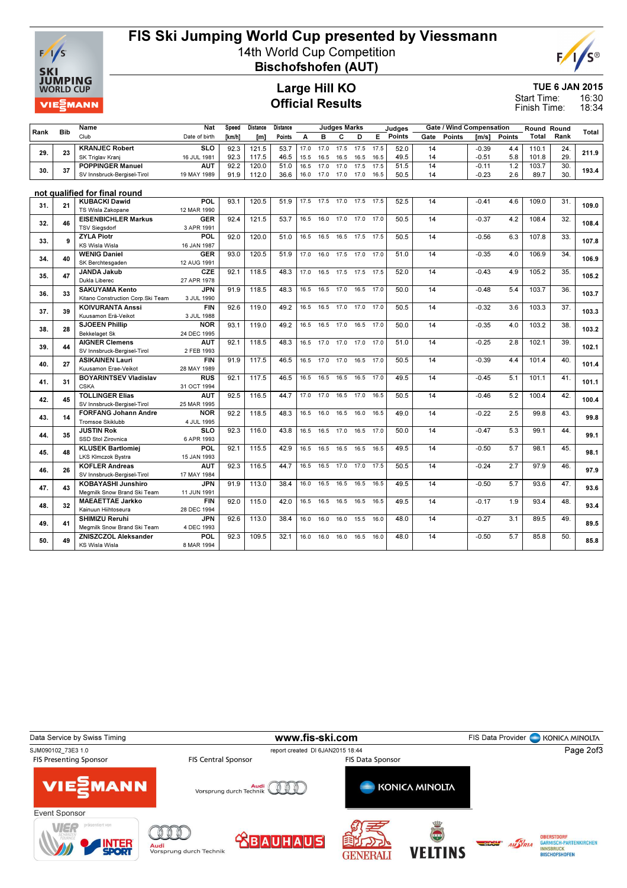# FIS Ski Jumping World Cup presented by Viessmann

14th World Cup Competition
**Bischofshofen (AUT)**

## Large Hill KO
## Official Results

**TUE 6 JAN 2015**
Start Time: 16:30
Finish Time: 18:34

| Rank | Bib | Name / Club | Nat / Date of birth | Speed [km/h] | Distance [m] | Distance Points | A | B | C | D | E | Judges Points | Gate | Gate Points | Wind [m/s] | Wind Points | Round Total | Round Rank | Total |
|---|---|---|---|---|---|---|---|---|---|---|---|---|---|---|---|---|---|---|---|
| 29. | 23 | KRANJEC Robert / SK Triglav Kranj | SLO / 16 JUL 1981 | 92.3 | 121.5 | 53.7 | 17.0 | 17.0 | 17.5 | 17.5 | 17.5 | 52.0 | 14 | | -0.39 | 4.4 | 110.1 | 24. | 211.9 |
| | | | | 92.3 | 117.5 | 46.5 | 15.5 | 16.5 | 16.5 | 16.5 | 16.5 | 49.5 | 14 | | -0.51 | 5.8 | 101.8 | 29. | |
| 30. | 37 | POPPINGER Manuel / SV Innsbruck-Bergisel-Tirol | AUT / 19 MAY 1989 | 92.2 | 120.0 | 51.0 | 16.5 | 17.0 | 17.0 | 17.5 | 17.5 | 51.5 | 14 | | -0.11 | 1.2 | 103.7 | 30. | 193.4 |
| | | | | 91.9 | 112.0 | 36.6 | 16.0 | 17.0 | 17.0 | 17.0 | 16.5 | 50.5 | 14 | | -0.23 | 2.6 | 89.7 | 30. | |

**not qualified for final round**

| Rank | Bib | Name / Club | Nat / Date of birth | Speed [km/h] | Distance [m] | Distance Points | A | B | C | D | E | Judges Points | Gate | Gate Points | Wind [m/s] | Wind Points | Round Total | Round Rank | Total |
|---|---|---|---|---|---|---|---|---|---|---|---|---|---|---|---|---|---|---|---|
| 31. | 21 | KUBACKI Dawid / TS Wisla Zakopane | POL / 12 MAR 1990 | 93.1 | 120.5 | 51.9 | 17.5 | 17.5 | 17.0 | 17.5 | 17.5 | 52.5 | 14 | | -0.41 | 4.6 | 109.0 | 31. | 109.0 |
| 32. | 46 | EISENBICHLER Markus / TSV Siegsdorf | GER / 3 APR 1991 | 92.4 | 121.5 | 53.7 | 16.5 | 16.0 | 17.0 | 17.0 | 17.0 | 50.5 | 14 | | -0.37 | 4.2 | 108.4 | 32. | 108.4 |
| 33. | 9 | ZYLA Piotr / KS Wisla Wisla | POL / 16 JAN 1987 | 92.0 | 120.0 | 51.0 | 16.5 | 16.5 | 16.5 | 17.5 | 17.5 | 50.5 | 14 | | -0.56 | 6.3 | 107.8 | 33. | 107.8 |
| 34. | 40 | WENIG Daniel / SK Berchtesgaden | GER / 12 AUG 1991 | 93.0 | 120.5 | 51.9 | 17.0 | 16.0 | 17.5 | 17.0 | 17.0 | 51.0 | 14 | | -0.35 | 4.0 | 106.9 | 34. | 106.9 |
| 35. | 47 | JANDA Jakub / Dukla Liberec | CZE / 27 APR 1978 | 92.1 | 118.5 | 48.3 | 17.0 | 16.5 | 17.5 | 17.5 | 17.5 | 52.0 | 14 | | -0.43 | 4.9 | 105.2 | 35. | 105.2 |
| 36. | 33 | SAKUYAMA Kento / Kitano Construction Corp.Ski Team | JPN / 3 JUL 1990 | 91.9 | 118.5 | 48.3 | 16.5 | 16.5 | 17.0 | 16.5 | 17.0 | 50.0 | 14 | | -0.48 | 5.4 | 103.7 | 36. | 103.7 |
| 37. | 39 | KOIVURANTA Anssi / Kuusamon Erä-Veikot | FIN / 3 JUL 1988 | 92.6 | 119.0 | 49.2 | 16.5 | 16.5 | 17.0 | 17.0 | 17.0 | 50.5 | 14 | | -0.32 | 3.6 | 103.3 | 37. | 103.3 |
| 38. | 28 | SJOEEN Phillip / Bekkelaget Sk | NOR / 24 DEC 1995 | 93.1 | 119.0 | 49.2 | 16.5 | 16.5 | 17.0 | 16.5 | 17.0 | 50.0 | 14 | | -0.35 | 4.0 | 103.2 | 38. | 103.2 |
| 39. | 44 | AIGNER Clemens / SV Innsbruck-Bergisel-Tirol | AUT / 2 FEB 1993 | 92.1 | 118.5 | 48.3 | 16.5 | 17.0 | 17.0 | 17.0 | 17.0 | 51.0 | 14 | | -0.25 | 2.8 | 102.1 | 39. | 102.1 |
| 40. | 27 | ASIKAINEN Lauri / Kuusamon Erae-Veikot | FIN / 28 MAY 1989 | 91.9 | 117.5 | 46.5 | 16.5 | 17.0 | 17.0 | 16.5 | 17.0 | 50.5 | 14 | | -0.39 | 4.4 | 101.4 | 40. | 101.4 |
| 41. | 31 | BOYARINTSEV Vladislav / CSKA | RUS / 31 OCT 1994 | 92.1 | 117.5 | 46.5 | 16.5 | 16.5 | 16.5 | 16.5 | 17.0 | 49.5 | 14 | | -0.45 | 5.1 | 101.1 | 41. | 101.1 |
| 42. | 45 | TOLLINGER Elias / SV Innsbruck-Bergisel-Tirol | AUT / 25 MAR 1995 | 92.5 | 116.5 | 44.7 | 17.0 | 17.0 | 16.5 | 17.0 | 16.5 | 50.5 | 14 | | -0.46 | 5.2 | 100.4 | 42. | 100.4 |
| 43. | 14 | FORFANG Johann Andre / Tromsoe Skiklubb | NOR / 4 JUL 1995 | 92.2 | 118.5 | 48.3 | 16.5 | 16.0 | 16.5 | 16.0 | 16.5 | 49.0 | 14 | | -0.22 | 2.5 | 99.8 | 43. | 99.8 |
| 44. | 35 | JUSTIN Rok / SSD Stol Zirovnica | SLO / 6 APR 1993 | 92.3 | 116.0 | 43.8 | 16.5 | 16.5 | 17.0 | 16.5 | 17.0 | 50.0 | 14 | | -0.47 | 5.3 | 99.1 | 44. | 99.1 |
| 45. | 48 | KLUSEK Bartlomiej / LKS Klmczok Bystra | POL / 15 JAN 1993 | 92.1 | 115.5 | 42.9 | 16.5 | 16.5 | 16.5 | 16.5 | 16.5 | 49.5 | 14 | | -0.50 | 5.7 | 98.1 | 45. | 98.1 |
| 46. | 26 | KOFLER Andreas / SV Innsbruck-Bergisel-Tirol | AUT / 17 MAY 1984 | 92.3 | 116.5 | 44.7 | 16.5 | 16.5 | 17.0 | 17.0 | 17.5 | 50.5 | 14 | | -0.24 | 2.7 | 97.9 | 46. | 97.9 |
| 47. | 43 | KOBAYASHI Junshiro / Megmilk Snow Brand Ski Team | JPN / 11 JUN 1991 | 91.9 | 113.0 | 38.4 | 16.0 | 16.5 | 16.5 | 16.5 | 16.5 | 49.5 | 14 | | -0.50 | 5.7 | 93.6 | 47. | 93.6 |
| 48. | 32 | MAEAETTAE Jarkko / Kainuun Hiihtoseura | FIN / 28 DEC 1994 | 92.0 | 115.0 | 42.0 | 16.5 | 16.5 | 16.5 | 16.5 | 16.5 | 49.5 | 14 | | -0.17 | 1.9 | 93.4 | 48. | 93.4 |
| 49. | 41 | SHIMIZU Reruhi / Megmilk Snow Brand Ski Team | JPN / 4 DEC 1993 | 92.6 | 113.0 | 38.4 | 16.0 | 16.0 | 16.0 | 15.5 | 16.0 | 48.0 | 14 | | -0.27 | 3.1 | 89.5 | 49. | 89.5 |
| 50. | 49 | ZNISZCZOL Aleksander / KS Wisla Wisla | POL / 8 MAR 1994 | 92.3 | 109.5 | 32.1 | 16.0 | 16.0 | 16.0 | 16.5 | 16.0 | 48.0 | 14 | | -0.50 | 5.7 | 85.8 | 50. | 85.8 |

Data Service by Swiss Timing — www.fis-ski.com — FIS Data Provider KONICA MINOLTA

SJM090102_73E3 1.0 — report created DI 6JAN2015 18:44

FIS Presenting Sponsor: VIESSMANN — FIS Central Sponsor: Audi — FIS Data Sponsor: KONICA MINOLTA

Event Sponsor: VIER Schanzen Tournee, INTERSPORT, Audi, BAUHAUS, GENERALI, VELTINS, ÖSV, Austria, Oberstdorf Garmisch-Partenkirchen Innsbruck Bischofshofen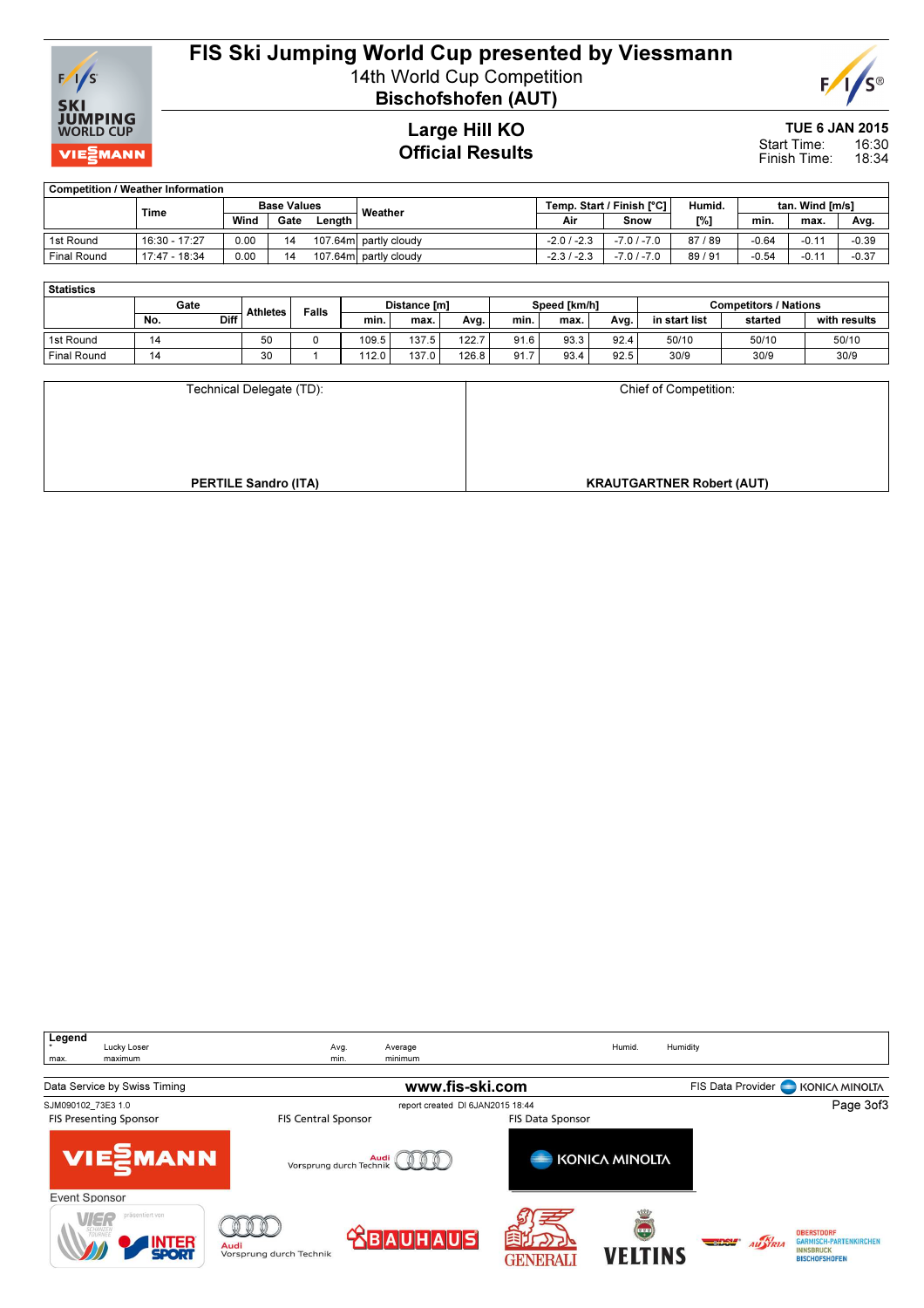# FIS Ski Jumping World Cup presented by Viessmann

14th World Cup Competition

**Bischofshofen (AUT)**

## Large Hill KO
## Official Results

**TUE 6 JAN 2015**
Start Time: 16:30
Finish Time: 18:34

**Competition / Weather Information**

| | Time | Base Values | | | Weather | Temp. Start / Finish [°C] | | Humid. | tan. Wind [m/s] | | |
|---|---|---|---|---|---|---|---|---|---|---|---|
| | | Wind | Gate | Length | | Air | Snow | [%] | min. | max. | Avg. |
| 1st Round | 16:30 - 17:27 | 0.00 | 14 | 107.64m | partly cloudy | -2.0 / -2.3 | -7.0 / -7.0 | 87 / 89 | -0.64 | -0.11 | -0.39 |
| Final Round | 17:47 - 18:34 | 0.00 | 14 | 107.64m | partly cloudy | -2.3 / -2.3 | -7.0 / -7.0 | 89 / 91 | -0.54 | -0.11 | -0.37 |

**Statistics**

| | Gate | | Athletes | Falls | Distance [m] | | | Speed [km/h] | | | Competitors / Nations | | |
|---|---|---|---|---|---|---|---|---|---|---|---|---|---|
| | No. | Diff | | | min. | max. | Avg. | min. | max. | Avg. | in start list | started | with results |
| 1st Round | 14 | | 50 | 0 | 109.5 | 137.5 | 122.7 | 91.6 | 93.3 | 92.4 | 50/10 | 50/10 | 50/10 |
| Final Round | 14 | | 30 | 1 | 112.0 | 137.0 | 126.8 | 91.7 | 93.4 | 92.5 | 30/9 | 30/9 | 30/9 |

| Technical Delegate (TD): | Chief of Competition: |
|---|---|
| **PERTILE Sandro (ITA)** | **KRAUTGARTNER Robert (AUT)** |

**Legend**

| | | | | | |
|---|---|---|---|---|---|
| * | Lucky Loser | Avg. | Average | Humid. | Humidity |
| max. | maximum | min. | minimum | | |

Data Service by Swiss Timing — www.fis-ski.com — FIS Data Provider KONICA MINOLTA

SJM090102_73E3 1.0 — report created DI 6JAN2015 18:44

FIS Presenting Sponsor: VIESSMANN — FIS Central Sponsor: Audi Vorsprung durch Technik — FIS Data Sponsor: KONICA MINOLTA

Event Sponsor: VIER SCHANZEN TOURNEE, INTERSPORT, Audi Vorsprung durch Technik, BAUHAUS, GENERALI, VELTINS, OBERSTDORF, GARMISCH-PARTENKIRCHEN, INNSBRUCK, BISCHOFSHOFEN